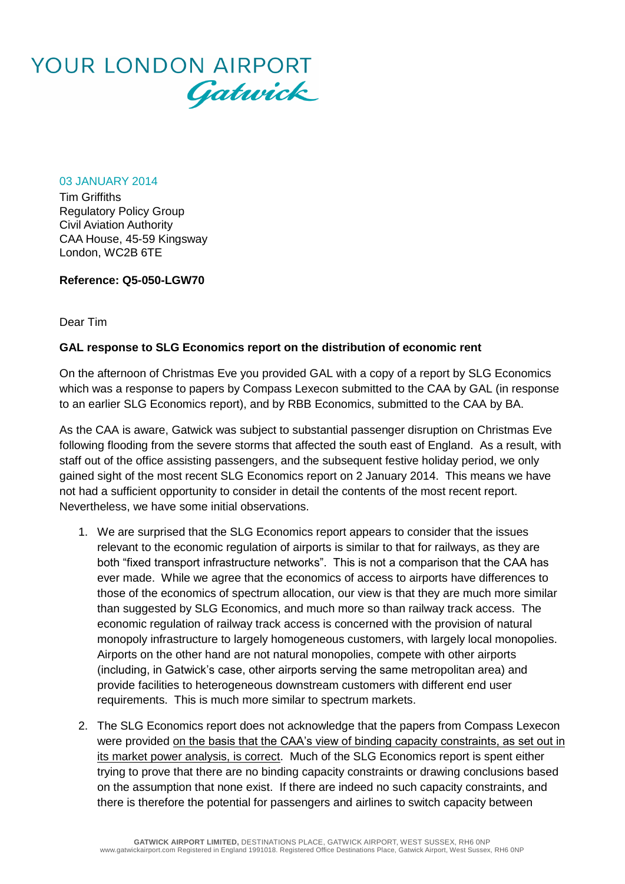YOUR LONDON AIRPORT
Gatwick

03 JANUARY 2014

Tim Griffiths
Regulatory Policy Group
Civil Aviation Authority
CAA House, 45-59 Kingsway
London, WC2B 6TE

**Reference: Q5-050-LGW70**

Dear Tim

**GAL response to SLG Economics report on the distribution of economic rent**

On the afternoon of Christmas Eve you provided GAL with a copy of a report by SLG Economics which was a response to papers by Compass Lexecon submitted to the CAA by GAL (in response to an earlier SLG Economics report), and by RBB Economics, submitted to the CAA by BA.

As the CAA is aware, Gatwick was subject to substantial passenger disruption on Christmas Eve following flooding from the severe storms that affected the south east of England. As a result, with staff out of the office assisting passengers, and the subsequent festive holiday period, we only gained sight of the most recent SLG Economics report on 2 January 2014. This means we have not had a sufficient opportunity to consider in detail the contents of the most recent report. Nevertheless, we have some initial observations.

1. We are surprised that the SLG Economics report appears to consider that the issues relevant to the economic regulation of airports is similar to that for railways, as they are both "fixed transport infrastructure networks". This is not a comparison that the CAA has ever made. While we agree that the economics of access to airports have differences to those of the economics of spectrum allocation, our view is that they are much more similar than suggested by SLG Economics, and much more so than railway track access. The economic regulation of railway track access is concerned with the provision of natural monopoly infrastructure to largely homogeneous customers, with largely local monopolies. Airports on the other hand are not natural monopolies, compete with other airports (including, in Gatwick's case, other airports serving the same metropolitan area) and provide facilities to heterogeneous downstream customers with different end user requirements. This is much more similar to spectrum markets.

2. The SLG Economics report does not acknowledge that the papers from Compass Lexecon were provided <u>on the basis that the CAA's view of binding capacity constraints, as set out in its market power analysis, is correct</u>. Much of the SLG Economics report is spent either trying to prove that there are no binding capacity constraints or drawing conclusions based on the assumption that none exist. If there are indeed no such capacity constraints, and there is therefore the potential for passengers and airlines to switch capacity between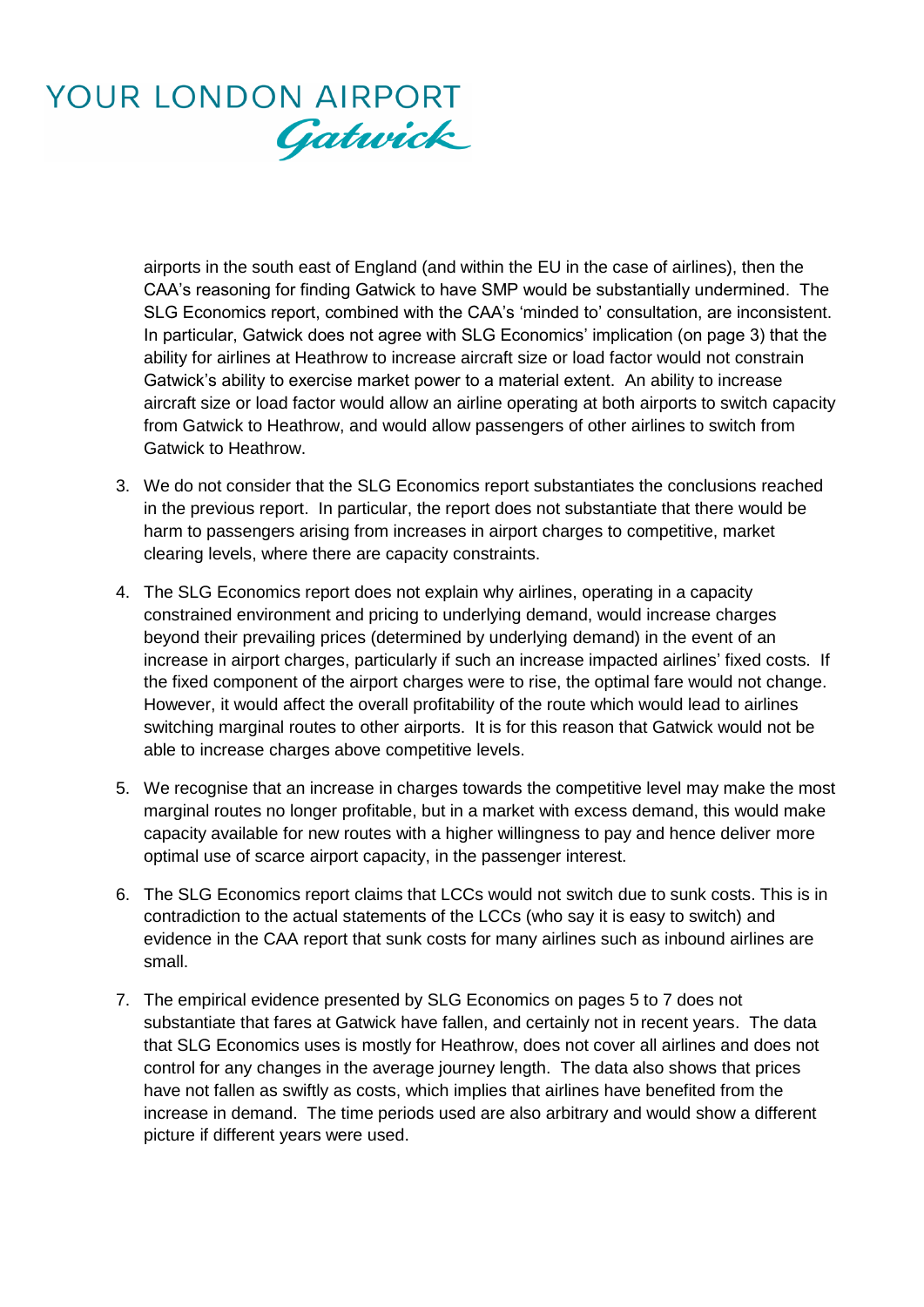airports in the south east of England (and within the EU in the case of airlines), then the CAA's reasoning for finding Gatwick to have SMP would be substantially undermined. The SLG Economics report, combined with the CAA's 'minded to' consultation, are inconsistent. In particular, Gatwick does not agree with SLG Economics' implication (on page 3) that the ability for airlines at Heathrow to increase aircraft size or load factor would not constrain Gatwick's ability to exercise market power to a material extent. An ability to increase aircraft size or load factor would allow an airline operating at both airports to switch capacity from Gatwick to Heathrow, and would allow passengers of other airlines to switch from Gatwick to Heathrow.

3. We do not consider that the SLG Economics report substantiates the conclusions reached in the previous report. In particular, the report does not substantiate that there would be harm to passengers arising from increases in airport charges to competitive, market clearing levels, where there are capacity constraints.

4. The SLG Economics report does not explain why airlines, operating in a capacity constrained environment and pricing to underlying demand, would increase charges beyond their prevailing prices (determined by underlying demand) in the event of an increase in airport charges, particularly if such an increase impacted airlines' fixed costs. If the fixed component of the airport charges were to rise, the optimal fare would not change. However, it would affect the overall profitability of the route which would lead to airlines switching marginal routes to other airports. It is for this reason that Gatwick would not be able to increase charges above competitive levels.

5. We recognise that an increase in charges towards the competitive level may make the most marginal routes no longer profitable, but in a market with excess demand, this would make capacity available for new routes with a higher willingness to pay and hence deliver more optimal use of scarce airport capacity, in the passenger interest.

6. The SLG Economics report claims that LCCs would not switch due to sunk costs. This is in contradiction to the actual statements of the LCCs (who say it is easy to switch) and evidence in the CAA report that sunk costs for many airlines such as inbound airlines are small.

7. The empirical evidence presented by SLG Economics on pages 5 to 7 does not substantiate that fares at Gatwick have fallen, and certainly not in recent years. The data that SLG Economics uses is mostly for Heathrow, does not cover all airlines and does not control for any changes in the average journey length. The data also shows that prices have not fallen as swiftly as costs, which implies that airlines have benefited from the increase in demand. The time periods used are also arbitrary and would show a different picture if different years were used.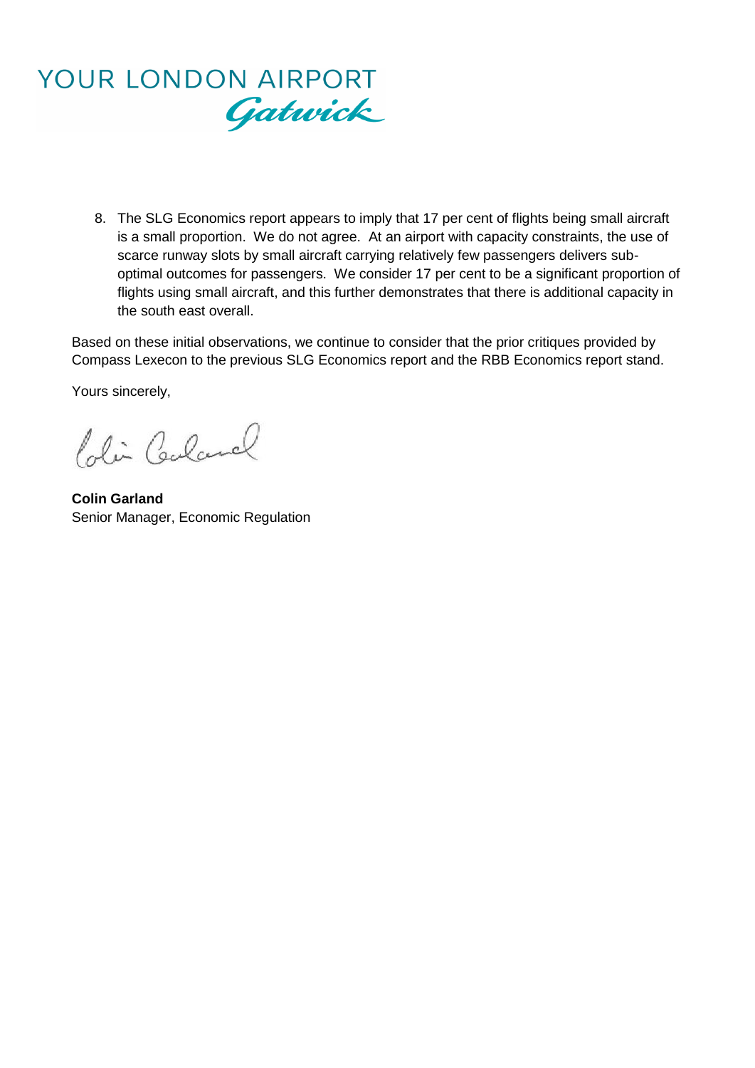8. The SLG Economics report appears to imply that 17 per cent of flights being small aircraft is a small proportion. We do not agree. At an airport with capacity constraints, the use of scarce runway slots by small aircraft carrying relatively few passengers delivers sub-optimal outcomes for passengers. We consider 17 per cent to be a significant proportion of flights using small aircraft, and this further demonstrates that there is additional capacity in the south east overall.

Based on these initial observations, we continue to consider that the prior critiques provided by Compass Lexecon to the previous SLG Economics report and the RBB Economics report stand.

Yours sincerely,

**Colin Garland**
Senior Manager, Economic Regulation